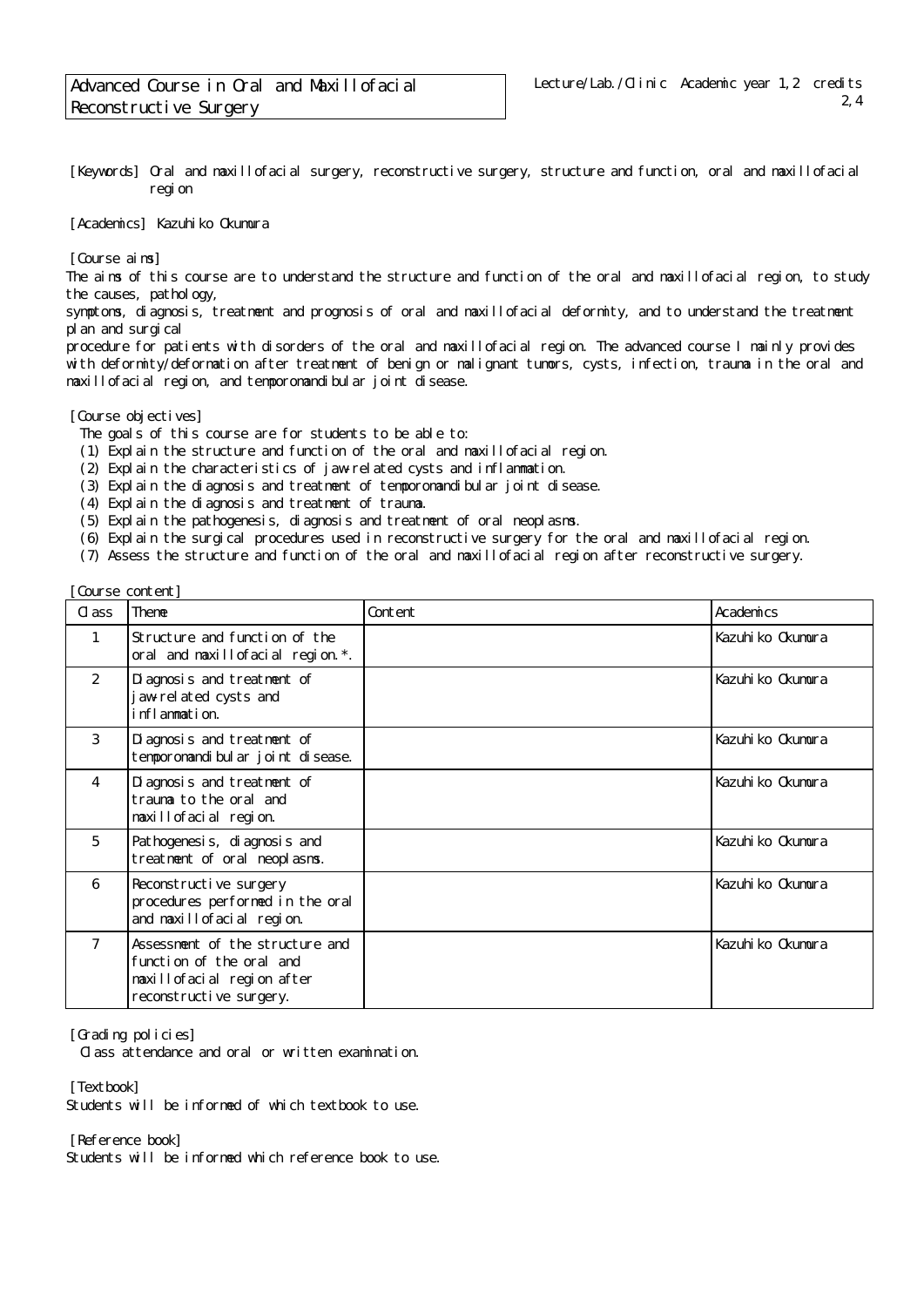# Advanced Course in Oral and Maxillofacial Reconstructive Surgery

Lecture/Lab./Clinic Academic year 1,2 credits 2,4

[Keywords] Oral and maxillofacial surgery, reconstructive surgery, structure and function, oral and maxillofacial region

[Academics] Kazuhiko Okumura

[Course aims]
The aims of this course are to understand the structure and function of the oral and maxillofacial region, to study the causes, pathology,
symptoms, diagnosis, treatment and prognosis of oral and maxillofacial deformity, and to understand the treatment plan and surgical
procedure for patients with disorders of the oral and maxillofacial region. The advanced course I mainly provides with deformity/deformation after treatment of benign or malignant tumors, cysts, infection, trauma in the oral and maxillofacial region, and temporomandibular joint disease.

[Course objectives]
The goals of this course are for students to be able to:
(1) Explain the structure and function of the oral and maxillofacial region.
(2) Explain the characteristics of jaw-related cysts and inflammation.
(3) Explain the diagnosis and treatment of temporomandibular joint disease.
(4) Explain the diagnosis and treatment of trauma.
(5) Explain the pathogenesis, diagnosis and treatment of oral neoplasms.
(6) Explain the surgical procedures used in reconstructive surgery for the oral and maxillofacial region.
(7) Assess the structure and function of the oral and maxillofacial region after reconstructive surgery.

[Course content]

| Class | Theme | Content | Academics |
|---|---|---|---|
| 1 | Structure and function of the oral and maxillofacial region.*. | | Kazuhiko Okumura |
| 2 | Diagnosis and treatment of jaw-related cysts and inflammation. | | Kazuhiko Okumura |
| 3 | Diagnosis and treatment of temporomandibular joint disease. | | Kazuhiko Okumura |
| 4 | Diagnosis and treatment of trauma to the oral and maxillofacial region. | | Kazuhiko Okumura |
| 5 | Pathogenesis, diagnosis and treatment of oral neoplasms. | | Kazuhiko Okumura |
| 6 | Reconstructive surgery procedures performed in the oral and maxillofacial region. | | Kazuhiko Okumura |
| 7 | Assessment of the structure and function of the oral and maxillofacial region after reconstructive surgery. | | Kazuhiko Okumura |

[Grading policies]
Class attendance and oral or written examination.

[Textbook]
Students will be informed of which textbook to use.

[Reference book]
Students will be informed which reference book to use.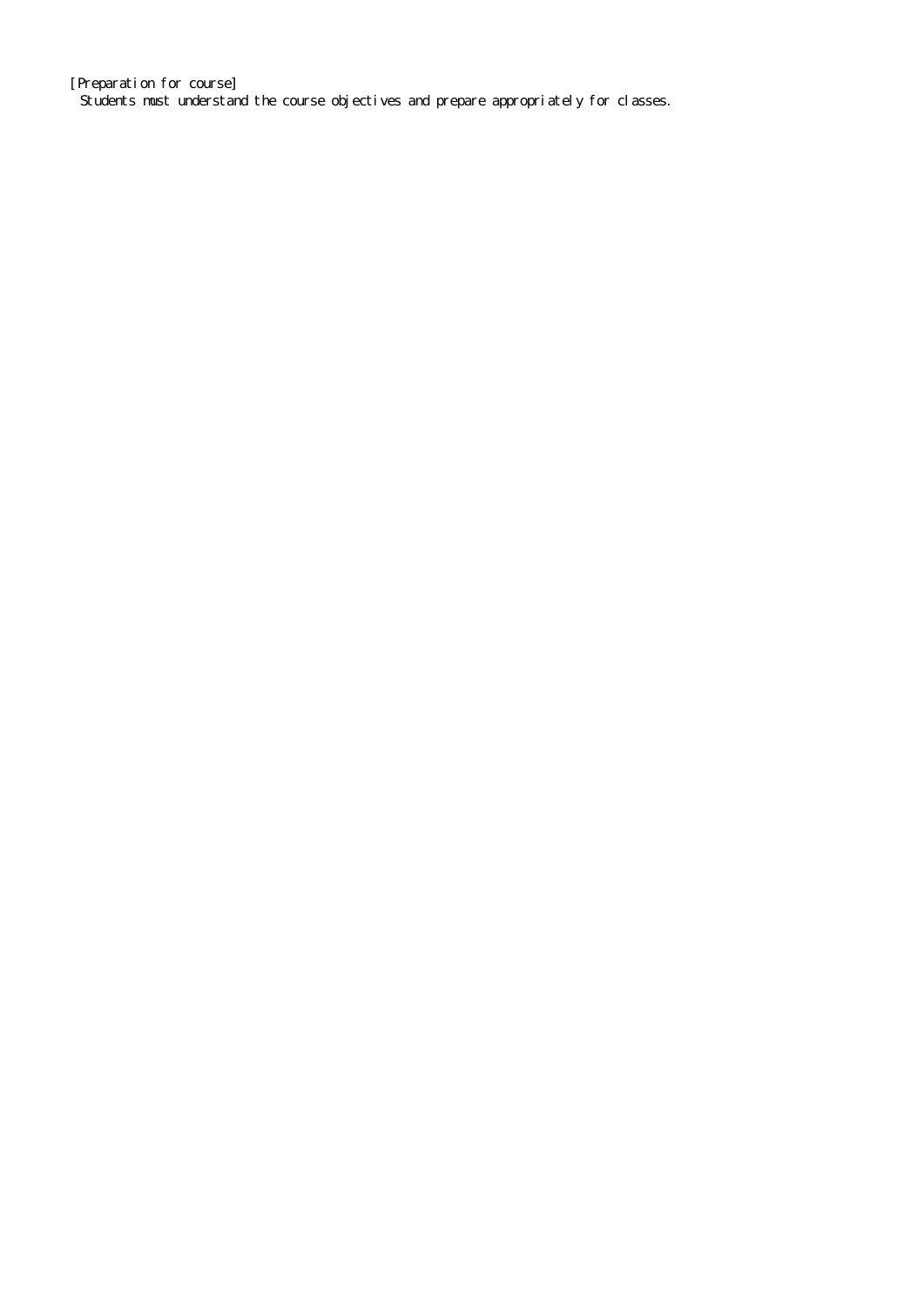[Preparation for course]

Students must understand the course objectives and prepare appropriately for classes.